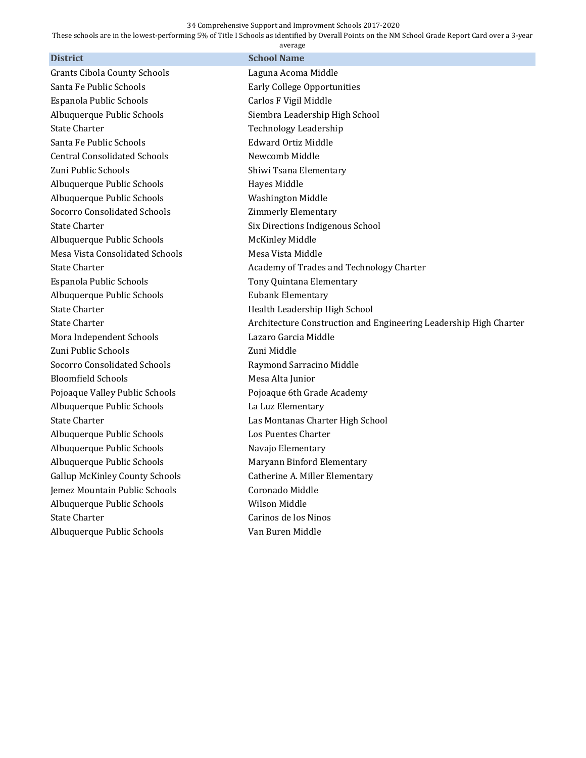34 Comprehensive Support and Improvment Schools 2017-2020

These schools are in the lowest-performing 5% of Title I Schools as identified by Overall Points on the NM School Grade Report Card over a 3-year average

| District | School Name |
| --- | --- |
| Grants Cibola County Schools | Laguna Acoma Middle |
| Santa Fe Public Schools | Early College Opportunities |
| Espanola Public Schools | Carlos F Vigil Middle |
| Albuquerque Public Schools | Siembra Leadership High School |
| State Charter | Technology Leadership |
| Santa Fe Public Schools | Edward Ortiz Middle |
| Central Consolidated Schools | Newcomb Middle |
| Zuni Public Schools | Shiwi Tsana Elementary |
| Albuquerque Public Schools | Hayes Middle |
| Albuquerque Public Schools | Washington Middle |
| Socorro Consolidated Schools | Zimmerly Elementary |
| State Charter | Six Directions Indigenous School |
| Albuquerque Public Schools | McKinley Middle |
| Mesa Vista Consolidated Schools | Mesa Vista Middle |
| State Charter | Academy of Trades and Technology Charter |
| Espanola Public Schools | Tony Quintana Elementary |
| Albuquerque Public Schools | Eubank Elementary |
| State Charter | Health Leadership High School |
| State Charter | Architecture Construction and Engineering Leadership High Charter |
| Mora Independent Schools | Lazaro Garcia Middle |
| Zuni Public Schools | Zuni Middle |
| Socorro Consolidated Schools | Raymond Sarracino Middle |
| Bloomfield Schools | Mesa Alta Junior |
| Pojoaque Valley Public Schools | Pojoaque 6th Grade Academy |
| Albuquerque Public Schools | La Luz Elementary |
| State Charter | Las Montanas Charter High School |
| Albuquerque Public Schools | Los Puentes Charter |
| Albuquerque Public Schools | Navajo Elementary |
| Albuquerque Public Schools | Maryann Binford Elementary |
| Gallup McKinley County Schools | Catherine A. Miller Elementary |
| Jemez Mountain Public Schools | Coronado Middle |
| Albuquerque Public Schools | Wilson Middle |
| State Charter | Carinos de los Ninos |
| Albuquerque Public Schools | Van Buren Middle |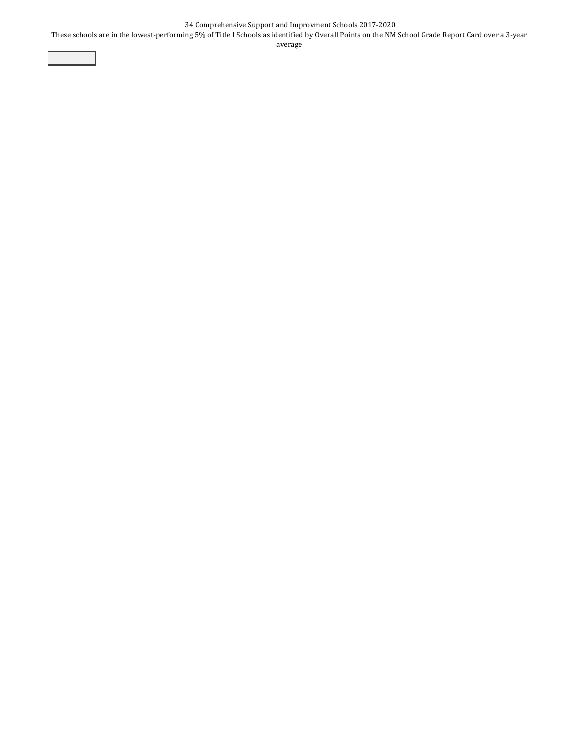34 Comprehensive Support and Improvment Schools 2017-2020

These schools are in the lowest-performing 5% of Title I Schools as identified by Overall Points on the NM School Grade Report Card over a 3-year average